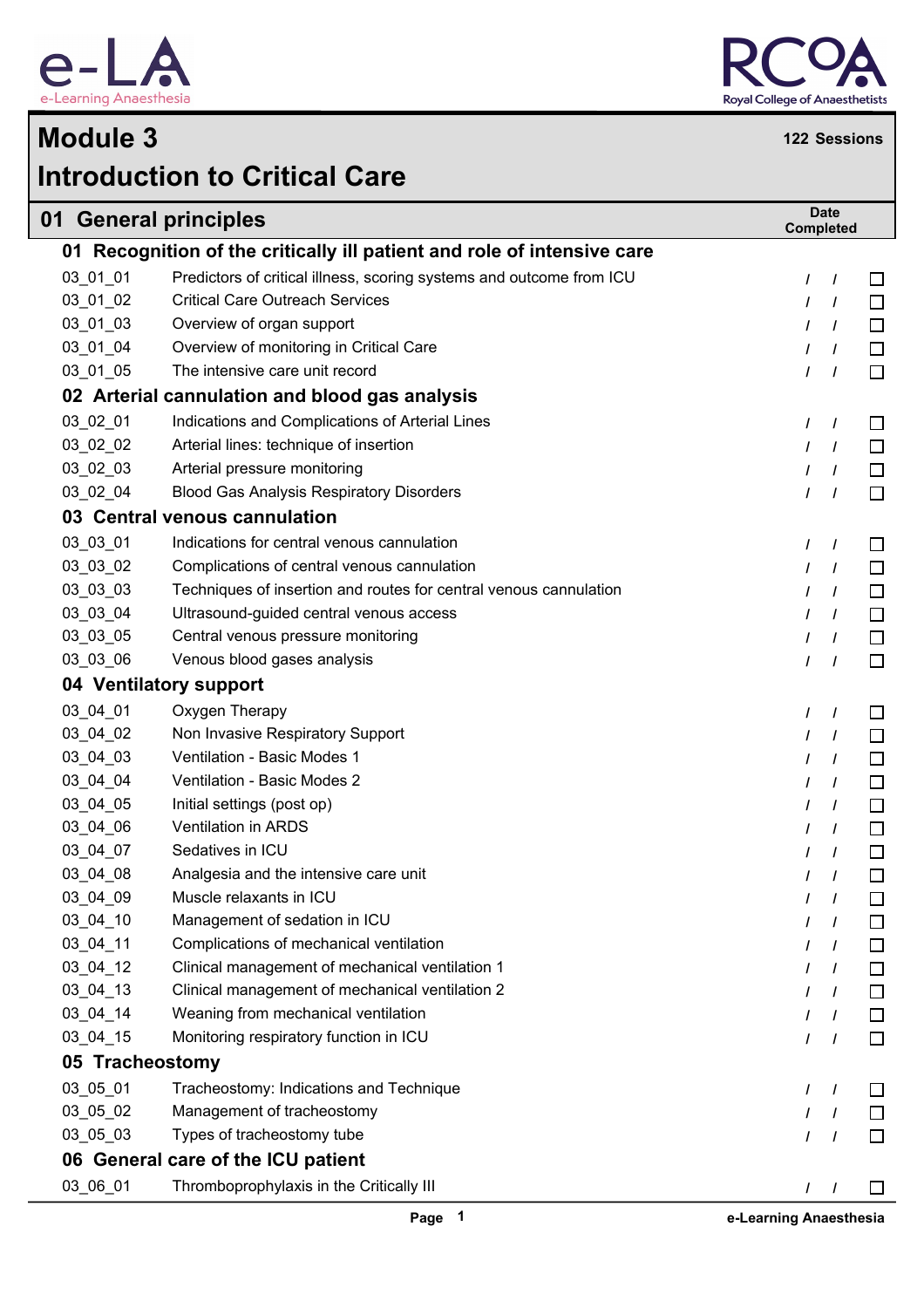# Module 3

**122 Sessions**

# Introduction to Critical Care

## 01 General principles

| | | Date Completed | |
|---|---|---|---|

### 01 Recognition of the critically ill patient and role of intensive care

| | | | |
|---|---|---|---|
| 03_01_01 | Predictors of critical illness, scoring systems and outcome from ICU | / / | ☐ |
| 03_01_02 | Critical Care Outreach Services | / / | ☐ |
| 03_01_03 | Overview of organ support | / / | ☐ |
| 03_01_04 | Overview of monitoring in Critical Care | / / | ☐ |
| 03_01_05 | The intensive care unit record | / / | ☐ |

### 02 Arterial cannulation and blood gas analysis

| | | | |
|---|---|---|---|
| 03_02_01 | Indications and Complications of Arterial Lines | / / | ☐ |
| 03_02_02 | Arterial lines: technique of insertion | / / | ☐ |
| 03_02_03 | Arterial pressure monitoring | / / | ☐ |
| 03_02_04 | Blood Gas Analysis Respiratory Disorders | / / | ☐ |

### 03 Central venous cannulation

| | | | |
|---|---|---|---|
| 03_03_01 | Indications for central venous cannulation | / / | ☐ |
| 03_03_02 | Complications of central venous cannulation | / / | ☐ |
| 03_03_03 | Techniques of insertion and routes for central venous cannulation | / / | ☐ |
| 03_03_04 | Ultrasound-guided central venous access | / / | ☐ |
| 03_03_05 | Central venous pressure monitoring | / / | ☐ |
| 03_03_06 | Venous blood gases analysis | / / | ☐ |

### 04 Ventilatory support

| | | | |
|---|---|---|---|
| 03_04_01 | Oxygen Therapy | / / | ☐ |
| 03_04_02 | Non Invasive Respiratory Support | / / | ☐ |
| 03_04_03 | Ventilation - Basic Modes 1 | / / | ☐ |
| 03_04_04 | Ventilation - Basic Modes 2 | / / | ☐ |
| 03_04_05 | Initial settings (post op) | / / | ☐ |
| 03_04_06 | Ventilation in ARDS | / / | ☐ |
| 03_04_07 | Sedatives in ICU | / / | ☐ |
| 03_04_08 | Analgesia and the intensive care unit | / / | ☐ |
| 03_04_09 | Muscle relaxants in ICU | / / | ☐ |
| 03_04_10 | Management of sedation in ICU | / / | ☐ |
| 03_04_11 | Complications of mechanical ventilation | / / | ☐ |
| 03_04_12 | Clinical management of mechanical ventilation 1 | / / | ☐ |
| 03_04_13 | Clinical management of mechanical ventilation 2 | / / | ☐ |
| 03_04_14 | Weaning from mechanical ventilation | / / | ☐ |
| 03_04_15 | Monitoring respiratory function in ICU | / / | ☐ |

### 05 Tracheostomy

| | | | |
|---|---|---|---|
| 03_05_01 | Tracheostomy: Indications and Technique | / / | ☐ |
| 03_05_02 | Management of tracheostomy | / / | ☐ |
| 03_05_03 | Types of tracheostomy tube | / / | ☐ |

### 06 General care of the ICU patient

| | | | |
|---|---|---|---|
| 03_06_01 | Thromboprophylaxis in the Critically Ill | / / | ☐ |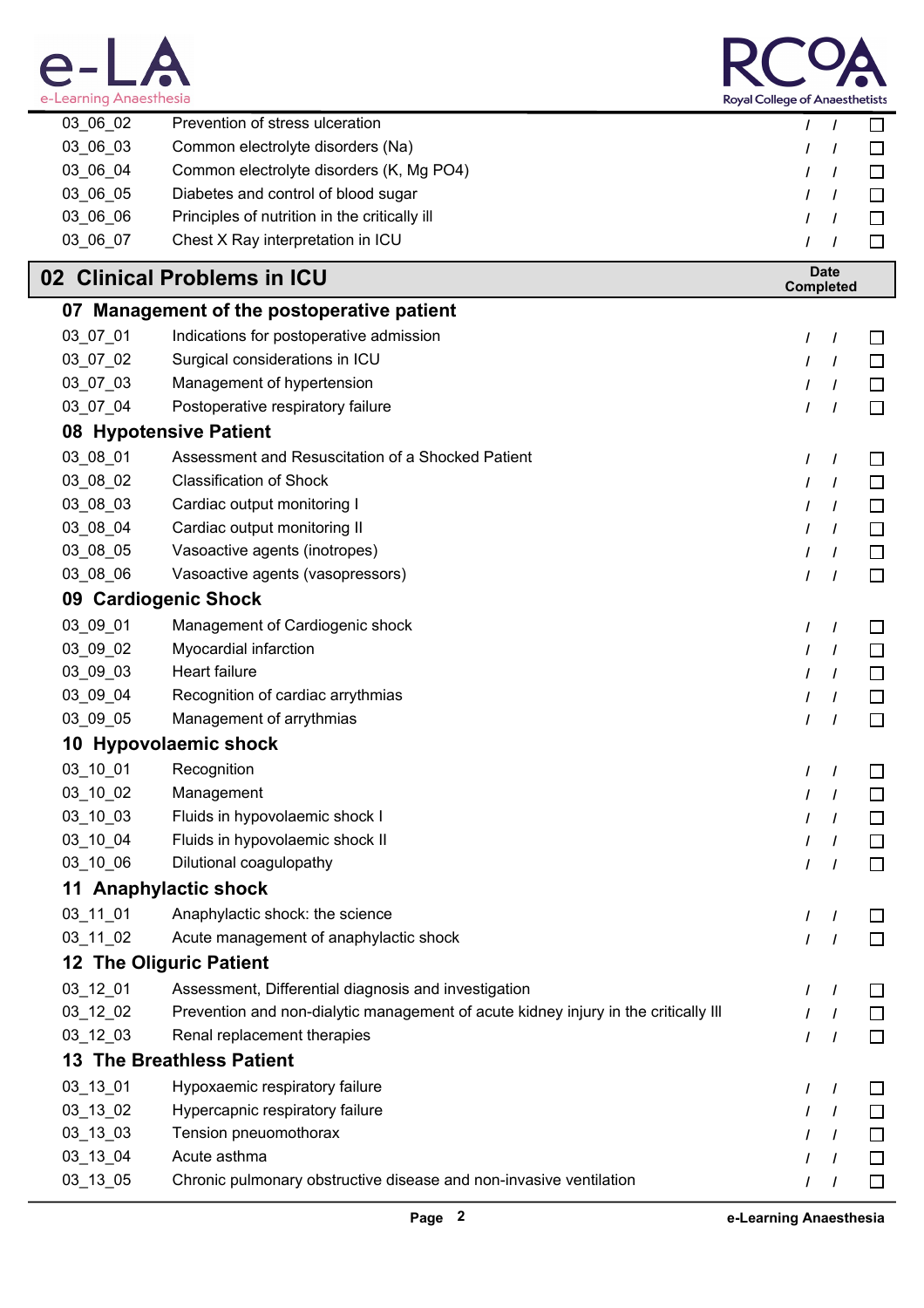| | | | |
|---|---|---|---|
| 03_06_02 | Prevention of stress ulceration | / / | ☐ |
| 03_06_03 | Common electrolyte disorders (Na) | / / | ☐ |
| 03_06_04 | Common electrolyte disorders (K, Mg PO4) | / / | ☐ |
| 03_06_05 | Diabetes and control of blood sugar | / / | ☐ |
| 03_06_06 | Principles of nutrition in the critically ill | / / | ☐ |
| 03_06_07 | Chest X Ray interpretation in ICU | / / | ☐ |

## 02 Clinical Problems in ICU

**Date Completed**

### 07 Management of the postoperative patient

| | | | |
|---|---|---|---|
| 03_07_01 | Indications for postoperative admission | / / | ☐ |
| 03_07_02 | Surgical considerations in ICU | / / | ☐ |
| 03_07_03 | Management of hypertension | / / | ☐ |
| 03_07_04 | Postoperative respiratory failure | / / | ☐ |

### 08 Hypotensive Patient

| | | | |
|---|---|---|---|
| 03_08_01 | Assessment and Resuscitation of a Shocked Patient | / / | ☐ |
| 03_08_02 | Classification of Shock | / / | ☐ |
| 03_08_03 | Cardiac output monitoring I | / / | ☐ |
| 03_08_04 | Cardiac output monitoring II | / / | ☐ |
| 03_08_05 | Vasoactive agents (inotropes) | / / | ☐ |
| 03_08_06 | Vasoactive agents (vasopressors) | / / | ☐ |

### 09 Cardiogenic Shock

| | | | |
|---|---|---|---|
| 03_09_01 | Management of Cardiogenic shock | / / | ☐ |
| 03_09_02 | Myocardial infarction | / / | ☐ |
| 03_09_03 | Heart failure | / / | ☐ |
| 03_09_04 | Recognition of cardiac arrythmias | / / | ☐ |
| 03_09_05 | Management of arrythmias | / / | ☐ |

### 10 Hypovolaemic shock

| | | | |
|---|---|---|---|
| 03_10_01 | Recognition | / / | ☐ |
| 03_10_02 | Management | / / | ☐ |
| 03_10_03 | Fluids in hypovolaemic shock I | / / | ☐ |
| 03_10_04 | Fluids in hypovolaemic shock II | / / | ☐ |
| 03_10_06 | Dilutional coagulopathy | / / | ☐ |

### 11 Anaphylactic shock

| | | | |
|---|---|---|---|
| 03_11_01 | Anaphylactic shock: the science | / / | ☐ |
| 03_11_02 | Acute management of anaphylactic shock | / / | ☐ |

### 12 The Oliguric Patient

| | | | |
|---|---|---|---|
| 03_12_01 | Assessment, Differential diagnosis and investigation | / / | ☐ |
| 03_12_02 | Prevention and non-dialytic management of acute kidney injury in the critically Ill | / / | ☐ |
| 03_12_03 | Renal replacement therapies | / / | ☐ |

### 13 The Breathless Patient

| | | | |
|---|---|---|---|
| 03_13_01 | Hypoxaemic respiratory failure | / / | ☐ |
| 03_13_02 | Hypercapnic respiratory failure | / / | ☐ |
| 03_13_03 | Tension pneuomothorax | / / | ☐ |
| 03_13_04 | Acute asthma | / / | ☐ |
| 03_13_05 | Chronic pulmonary obstructive disease and non-invasive ventilation | / / | ☐ |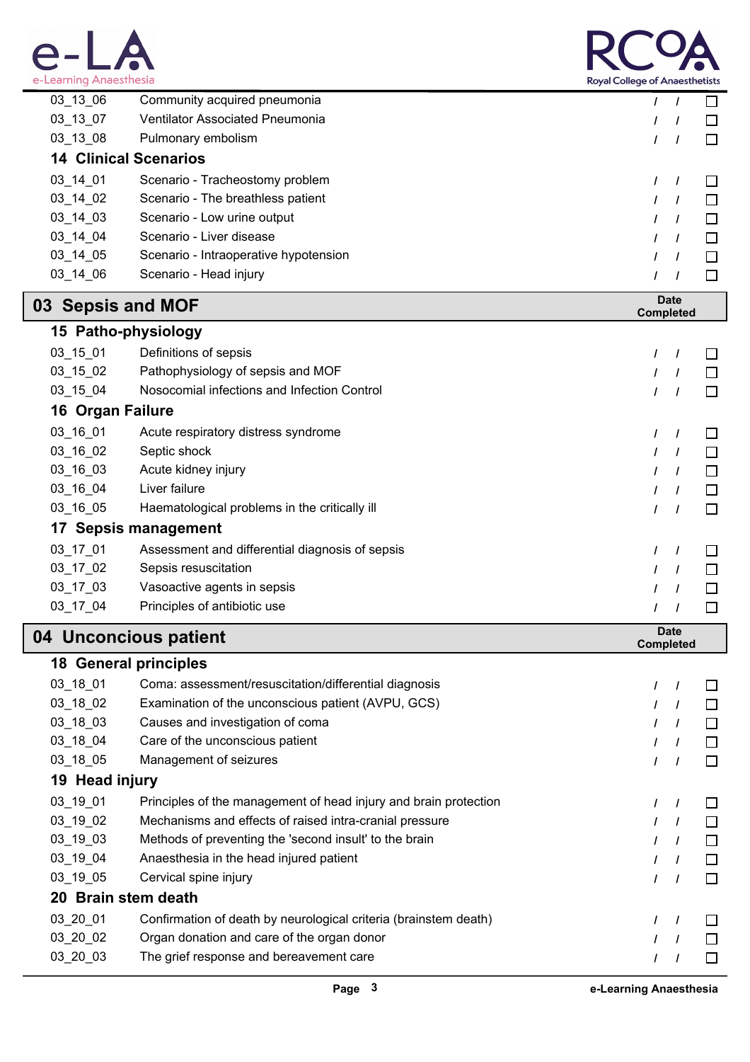| | | | |
|---|---|---|---|
| 03_13_06 | Community acquired pneumonia | / / | ☐ |
| 03_13_07 | Ventilator Associated Pneumonia | / / | ☐ |
| 03_13_08 | Pulmonary embolism | / / | ☐ |

### 14 Clinical Scenarios

| | | | |
|---|---|---|---|
| 03_14_01 | Scenario - Tracheostomy problem | / / | ☐ |
| 03_14_02 | Scenario - The breathless patient | / / | ☐ |
| 03_14_03 | Scenario - Low urine output | / / | ☐ |
| 03_14_04 | Scenario - Liver disease | / / | ☐ |
| 03_14_05 | Scenario - Intraoperative hypotension | / / | ☐ |
| 03_14_06 | Scenario - Head injury | / / | ☐ |

## 03 Sepsis and MOF

**Date Completed**

### 15 Patho-physiology

| | | | |
|---|---|---|---|
| 03_15_01 | Definitions of sepsis | / / | ☐ |
| 03_15_02 | Pathophysiology of sepsis and MOF | / / | ☐ |
| 03_15_04 | Nosocomial infections and Infection Control | / / | ☐ |

### 16 Organ Failure

| | | | |
|---|---|---|---|
| 03_16_01 | Acute respiratory distress syndrome | / / | ☐ |
| 03_16_02 | Septic shock | / / | ☐ |
| 03_16_03 | Acute kidney injury | / / | ☐ |
| 03_16_04 | Liver failure | / / | ☐ |
| 03_16_05 | Haematological problems in the critically ill | / / | ☐ |

### 17 Sepsis management

| | | | |
|---|---|---|---|
| 03_17_01 | Assessment and differential diagnosis of sepsis | / / | ☐ |
| 03_17_02 | Sepsis resuscitation | / / | ☐ |
| 03_17_03 | Vasoactive agents in sepsis | / / | ☐ |
| 03_17_04 | Principles of antibiotic use | / / | ☐ |

## 04 Unconcious patient

**Date Completed**

### 18 General principles

| | | | |
|---|---|---|---|
| 03_18_01 | Coma: assessment/resuscitation/differential diagnosis | / / | ☐ |
| 03_18_02 | Examination of the unconscious patient (AVPU, GCS) | / / | ☐ |
| 03_18_03 | Causes and investigation of coma | / / | ☐ |
| 03_18_04 | Care of the unconscious patient | / / | ☐ |
| 03_18_05 | Management of seizures | / / | ☐ |

### 19 Head injury

| | | | |
|---|---|---|---|
| 03_19_01 | Principles of the management of head injury and brain protection | / / | ☐ |
| 03_19_02 | Mechanisms and effects of raised intra-cranial pressure | / / | ☐ |
| 03_19_03 | Methods of preventing the 'second insult' to the brain | / / | ☐ |
| 03_19_04 | Anaesthesia in the head injured patient | / / | ☐ |
| 03_19_05 | Cervical spine injury | / / | ☐ |

### 20 Brain stem death

| | | | |
|---|---|---|---|
| 03_20_01 | Confirmation of death by neurological criteria (brainstem death) | / / | ☐ |
| 03_20_02 | Organ donation and care of the organ donor | / / | ☐ |
| 03_20_03 | The grief response and bereavement care | / / | ☐ |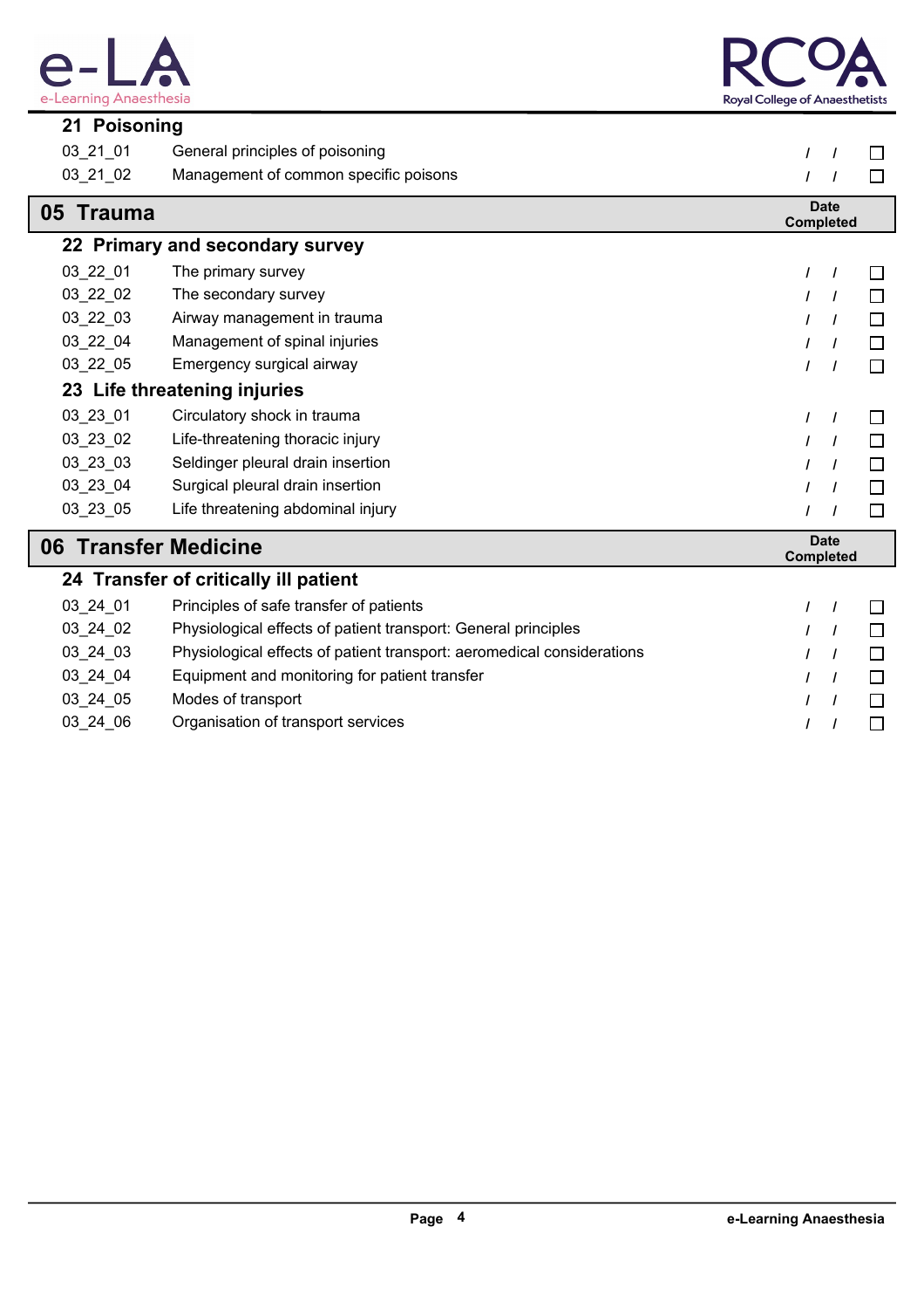### 21 Poisoning

| | | | |
|---|---|---|---|
| 03_21_01 | General principles of poisoning | / / | ☐ |
| 03_21_02 | Management of common specific poisons | / / | ☐ |

## 05 Trauma

**Date Completed**

### 22 Primary and secondary survey

| | | | |
|---|---|---|---|
| 03_22_01 | The primary survey | / / | ☐ |
| 03_22_02 | The secondary survey | / / | ☐ |
| 03_22_03 | Airway management in trauma | / / | ☐ |
| 03_22_04 | Management of spinal injuries | / / | ☐ |
| 03_22_05 | Emergency surgical airway | / / | ☐ |

### 23 Life threatening injuries

| | | | |
|---|---|---|---|
| 03_23_01 | Circulatory shock in trauma | / / | ☐ |
| 03_23_02 | Life-threatening thoracic injury | / / | ☐ |
| 03_23_03 | Seldinger pleural drain insertion | / / | ☐ |
| 03_23_04 | Surgical pleural drain insertion | / / | ☐ |
| 03_23_05 | Life threatening abdominal injury | / / | ☐ |

## 06 Transfer Medicine

**Date Completed**

### 24 Transfer of critically ill patient

| | | | |
|---|---|---|---|
| 03_24_01 | Principles of safe transfer of patients | / / | ☐ |
| 03_24_02 | Physiological effects of patient transport: General principles | / / | ☐ |
| 03_24_03 | Physiological effects of patient transport: aeromedical considerations | / / | ☐ |
| 03_24_04 | Equipment and monitoring for patient transfer | / / | ☐ |
| 03_24_05 | Modes of transport | / / | ☐ |
| 03_24_06 | Organisation of transport services | / / | ☐ |